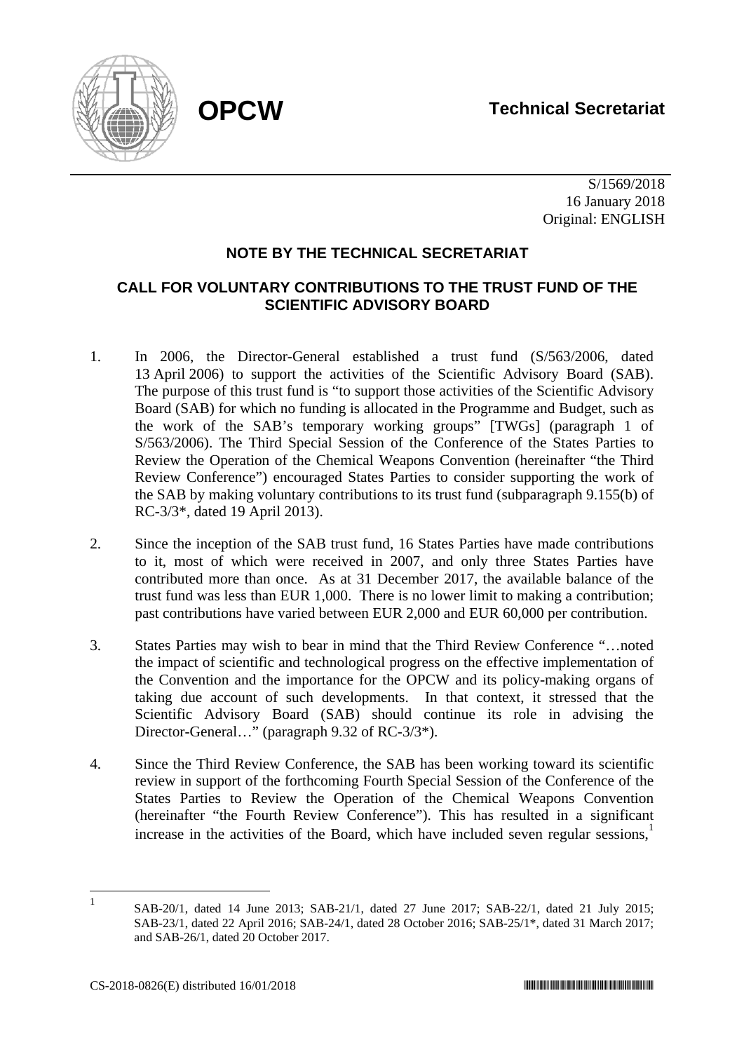**OPCW**

**Technical Secretariat**

S/1569/2018
16 January 2018
Original: ENGLISH

## NOTE BY THE TECHNICAL SECRETARIAT

## CALL FOR VOLUNTARY CONTRIBUTIONS TO THE TRUST FUND OF THE SCIENTIFIC ADVISORY BOARD

1. In 2006, the Director-General established a trust fund (S/563/2006, dated 13 April 2006) to support the activities of the Scientific Advisory Board (SAB). The purpose of this trust fund is "to support those activities of the Scientific Advisory Board (SAB) for which no funding is allocated in the Programme and Budget, such as the work of the SAB's temporary working groups" [TWGs] (paragraph 1 of S/563/2006). The Third Special Session of the Conference of the States Parties to Review the Operation of the Chemical Weapons Convention (hereinafter "the Third Review Conference") encouraged States Parties to consider supporting the work of the SAB by making voluntary contributions to its trust fund (subparagraph 9.155(b) of RC-3/3*, dated 19 April 2013).

2. Since the inception of the SAB trust fund, 16 States Parties have made contributions to it, most of which were received in 2007, and only three States Parties have contributed more than once. As at 31 December 2017, the available balance of the trust fund was less than EUR 1,000. There is no lower limit to making a contribution; past contributions have varied between EUR 2,000 and EUR 60,000 per contribution.

3. States Parties may wish to bear in mind that the Third Review Conference "…noted the impact of scientific and technological progress on the effective implementation of the Convention and the importance for the OPCW and its policy-making organs of taking due account of such developments. In that context, it stressed that the Scientific Advisory Board (SAB) should continue its role in advising the Director-General…" (paragraph 9.32 of RC-3/3*).

4. Since the Third Review Conference, the SAB has been working toward its scientific review in support of the forthcoming Fourth Special Session of the Conference of the States Parties to Review the Operation of the Chemical Weapons Convention (hereinafter "the Fourth Review Conference"). This has resulted in a significant increase in the activities of the Board, which have included seven regular sessions,[1]

[1] SAB-20/1, dated 14 June 2013; SAB-21/1, dated 27 June 2017; SAB-22/1, dated 21 July 2015; SAB-23/1, dated 22 April 2016; SAB-24/1, dated 28 October 2016; SAB-25/1*, dated 31 March 2017; and SAB-26/1, dated 20 October 2017.

CS-2018-0826(E) distributed 16/01/2018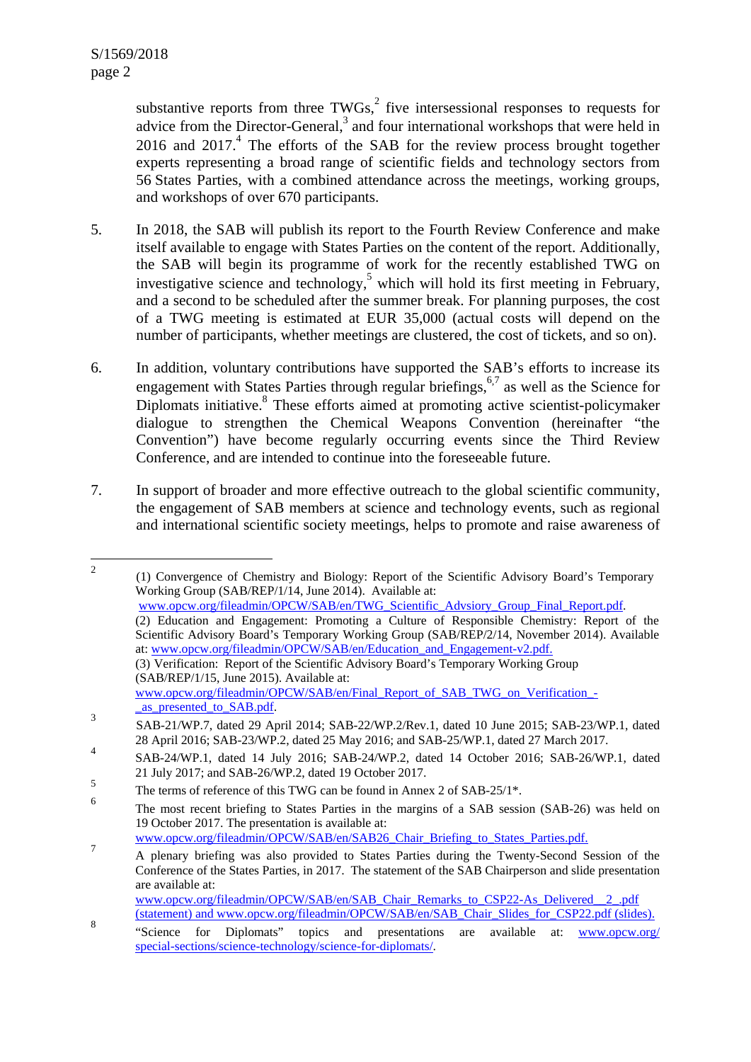substantive reports from three TWGs,[2] five intersessional responses to requests for advice from the Director-General,[3] and four international workshops that were held in 2016 and 2017.[4] The efforts of the SAB for the review process brought together experts representing a broad range of scientific fields and technology sectors from 56 States Parties, with a combined attendance across the meetings, working groups, and workshops of over 670 participants.

5. In 2018, the SAB will publish its report to the Fourth Review Conference and make itself available to engage with States Parties on the content of the report. Additionally, the SAB will begin its programme of work for the recently established TWG on investigative science and technology,[5] which will hold its first meeting in February, and a second to be scheduled after the summer break. For planning purposes, the cost of a TWG meeting is estimated at EUR 35,000 (actual costs will depend on the number of participants, whether meetings are clustered, the cost of tickets, and so on).

6. In addition, voluntary contributions have supported the SAB's efforts to increase its engagement with States Parties through regular briefings,[6,7] as well as the Science for Diplomats initiative.[8] These efforts aimed at promoting active scientist-policymaker dialogue to strengthen the Chemical Weapons Convention (hereinafter "the Convention") have become regularly occurring events since the Third Review Conference, and are intended to continue into the foreseeable future.

7. In support of broader and more effective outreach to the global scientific community, the engagement of SAB members at science and technology events, such as regional and international scientific society meetings, helps to promote and raise awareness of

---

[2] (1) Convergence of Chemistry and Biology: Report of the Scientific Advisory Board's Temporary Working Group (SAB/REP/1/14, June 2014). Available at: www.opcw.org/fileadmin/OPCW/SAB/en/TWG_Scientific_Advsiory_Group_Final_Report.pdf.
(2) Education and Engagement: Promoting a Culture of Responsible Chemistry: Report of the Scientific Advisory Board's Temporary Working Group (SAB/REP/2/14, November 2014). Available at: www.opcw.org/fileadmin/OPCW/SAB/en/Education_and_Engagement-v2.pdf.
(3) Verification: Report of the Scientific Advisory Board's Temporary Working Group (SAB/REP/1/15, June 2015). Available at: www.opcw.org/fileadmin/OPCW/SAB/en/Final_Report_of_SAB_TWG_on_Verification_-_as_presented_to_SAB.pdf.

[3] SAB-21/WP.7, dated 29 April 2014; SAB-22/WP.2/Rev.1, dated 10 June 2015; SAB-23/WP.1, dated 28 April 2016; SAB-23/WP.2, dated 25 May 2016; and SAB-25/WP.1, dated 27 March 2017.

[4] SAB-24/WP.1, dated 14 July 2016; SAB-24/WP.2, dated 14 October 2016; SAB-26/WP.1, dated 21 July 2017; and SAB-26/WP.2, dated 19 October 2017.

[5] The terms of reference of this TWG can be found in Annex 2 of SAB-25/1*.

[6] The most recent briefing to States Parties in the margins of a SAB session (SAB-26) was held on 19 October 2017. The presentation is available at: www.opcw.org/fileadmin/OPCW/SAB/en/SAB26_Chair_Briefing_to_States_Parties.pdf.

[7] A plenary briefing was also provided to States Parties during the Twenty-Second Session of the Conference of the States Parties, in 2017. The statement of the SAB Chairperson and slide presentation are available at: www.opcw.org/fileadmin/OPCW/SAB/en/SAB_Chair_Remarks_to_CSP22-As_Delivered__2_.pdf (statement) and www.opcw.org/fileadmin/OPCW/SAB/en/SAB_Chair_Slides_for_CSP22.pdf (slides).

[8] "Science for Diplomats" topics and presentations are available at: www.opcw.org/special-sections/science-technology/science-for-diplomats/.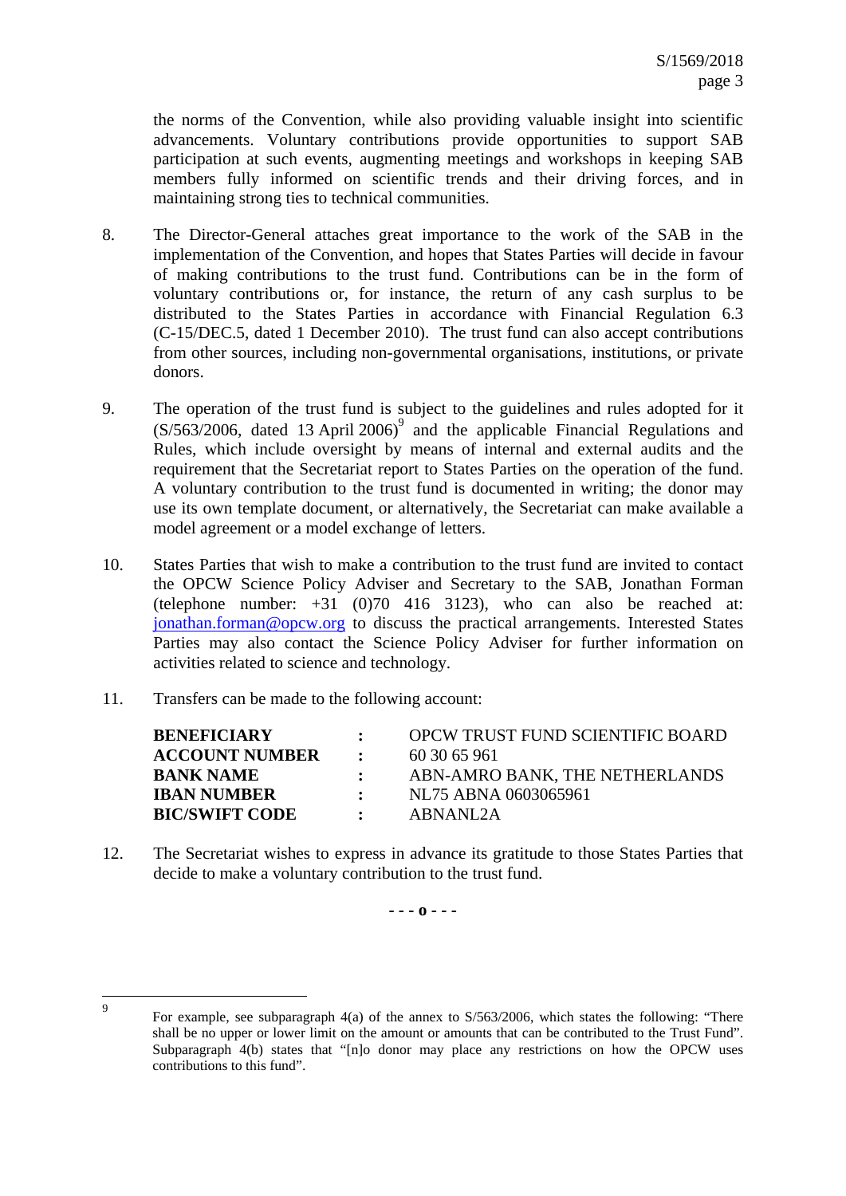the norms of the Convention, while also providing valuable insight into scientific advancements. Voluntary contributions provide opportunities to support SAB participation at such events, augmenting meetings and workshops in keeping SAB members fully informed on scientific trends and their driving forces, and in maintaining strong ties to technical communities.

8. The Director-General attaches great importance to the work of the SAB in the implementation of the Convention, and hopes that States Parties will decide in favour of making contributions to the trust fund. Contributions can be in the form of voluntary contributions or, for instance, the return of any cash surplus to be distributed to the States Parties in accordance with Financial Regulation 6.3 (C-15/DEC.5, dated 1 December 2010). The trust fund can also accept contributions from other sources, including non-governmental organisations, institutions, or private donors.

9. The operation of the trust fund is subject to the guidelines and rules adopted for it (S/563/2006, dated 13 April 2006)[9] and the applicable Financial Regulations and Rules, which include oversight by means of internal and external audits and the requirement that the Secretariat report to States Parties on the operation of the fund. A voluntary contribution to the trust fund is documented in writing; the donor may use its own template document, or alternatively, the Secretariat can make available a model agreement or a model exchange of letters.

10. States Parties that wish to make a contribution to the trust fund are invited to contact the OPCW Science Policy Adviser and Secretary to the SAB, Jonathan Forman (telephone number: +31 (0)70 416 3123), who can also be reached at: jonathan.forman@opcw.org to discuss the practical arrangements. Interested States Parties may also contact the Science Policy Adviser for further information on activities related to science and technology.

11. Transfers can be made to the following account:

| | | |
|---|---|---|
| **BENEFICIARY** | : | OPCW TRUST FUND SCIENTIFIC BOARD |
| **ACCOUNT NUMBER** | : | 60 30 65 961 |
| **BANK NAME** | : | ABN-AMRO BANK, THE NETHERLANDS |
| **IBAN NUMBER** | : | NL75 ABNA 0603065961 |
| **BIC/SWIFT CODE** | : | ABNANL2A |

12. The Secretariat wishes to express in advance its gratitude to those States Parties that decide to make a voluntary contribution to the trust fund.

**- - - o - - -**

---

[9] For example, see subparagraph 4(a) of the annex to S/563/2006, which states the following: "There shall be no upper or lower limit on the amount or amounts that can be contributed to the Trust Fund". Subparagraph 4(b) states that "[n]o donor may place any restrictions on how the OPCW uses contributions to this fund".